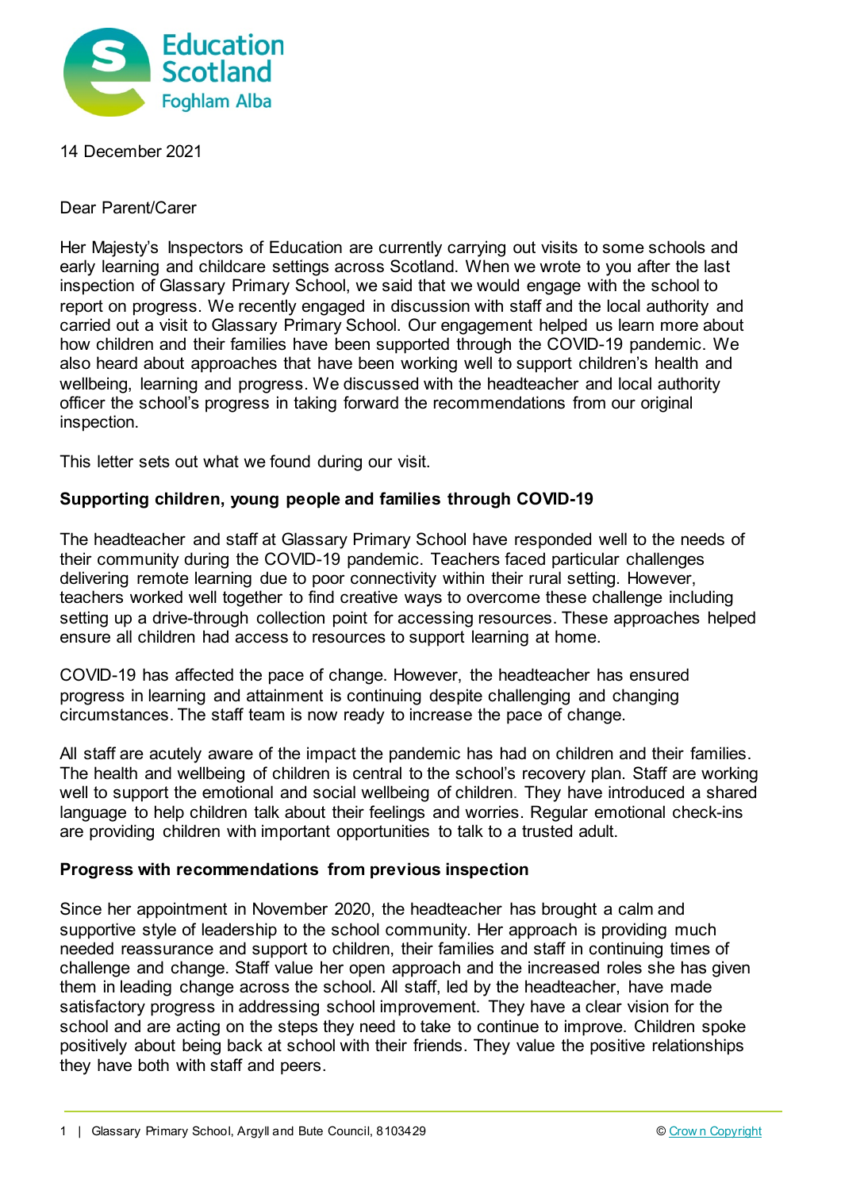Education Scotland
Foghlam Alba

14 December 2021

Dear Parent/Carer

Her Majesty's Inspectors of Education are currently carrying out visits to some schools and early learning and childcare settings across Scotland. When we wrote to you after the last inspection of Glassary Primary School, we said that we would engage with the school to report on progress. We recently engaged in discussion with staff and the local authority and carried out a visit to Glassary Primary School. Our engagement helped us learn more about how children and their families have been supported through the COVID-19 pandemic. We also heard about approaches that have been working well to support children's health and wellbeing, learning and progress. We discussed with the headteacher and local authority officer the school's progress in taking forward the recommendations from our original inspection.

This letter sets out what we found during our visit.

**Supporting children, young people and families through COVID-19**

The headteacher and staff at Glassary Primary School have responded well to the needs of their community during the COVID-19 pandemic. Teachers faced particular challenges delivering remote learning due to poor connectivity within their rural setting. However, teachers worked well together to find creative ways to overcome these challenge including setting up a drive-through collection point for accessing resources. These approaches helped ensure all children had access to resources to support learning at home.

COVID-19 has affected the pace of change. However, the headteacher has ensured progress in learning and attainment is continuing despite challenging and changing circumstances. The staff team is now ready to increase the pace of change.

All staff are acutely aware of the impact the pandemic has had on children and their families. The health and wellbeing of children is central to the school's recovery plan. Staff are working well to support the emotional and social wellbeing of children. They have introduced a shared language to help children talk about their feelings and worries. Regular emotional check-ins are providing children with important opportunities to talk to a trusted adult.

**Progress with recommendations from previous inspection**

Since her appointment in November 2020, the headteacher has brought a calm and supportive style of leadership to the school community. Her approach is providing much needed reassurance and support to children, their families and staff in continuing times of challenge and change. Staff value her open approach and the increased roles she has given them in leading change across the school. All staff, led by the headteacher, have made satisfactory progress in addressing school improvement. They have a clear vision for the school and are acting on the steps they need to take to continue to improve. Children spoke positively about being back at school with their friends. They value the positive relationships they have both with staff and peers.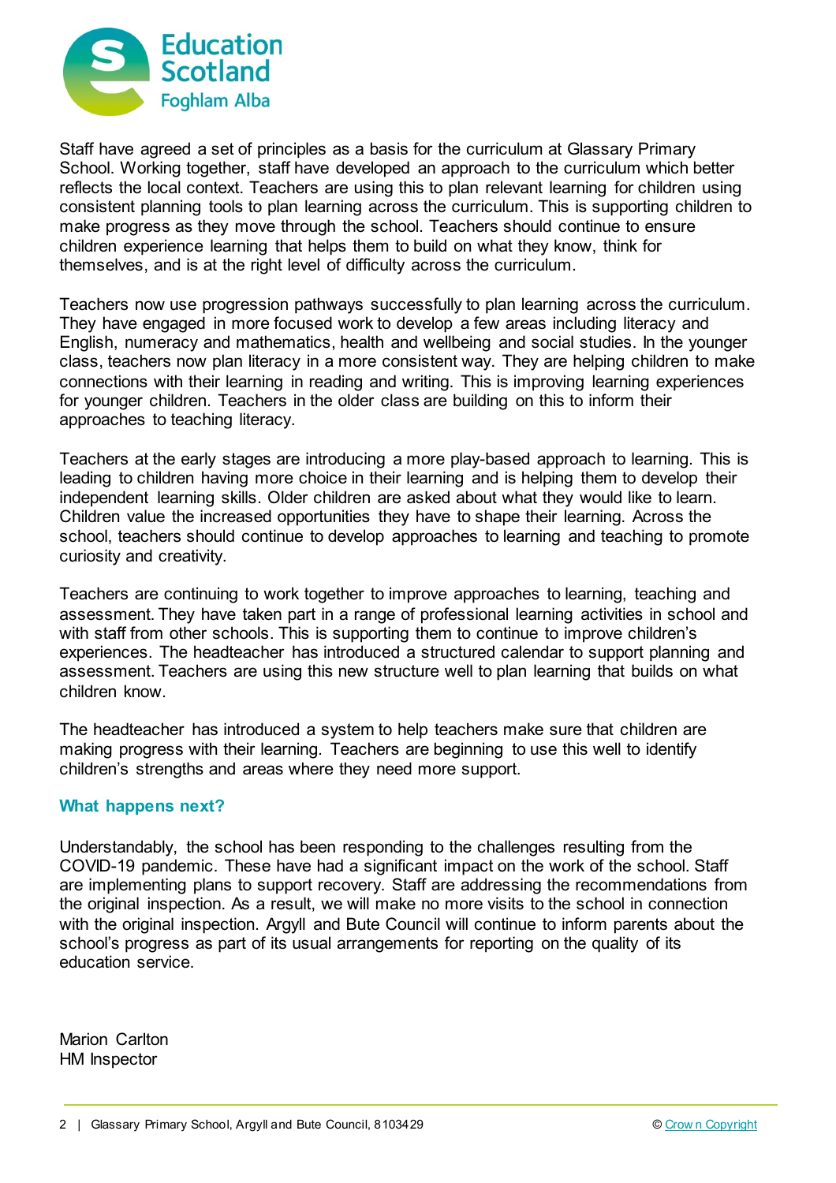Staff have agreed a set of principles as a basis for the curriculum at Glassary Primary School. Working together, staff have developed an approach to the curriculum which better reflects the local context. Teachers are using this to plan relevant learning for children using consistent planning tools to plan learning across the curriculum. This is supporting children to make progress as they move through the school. Teachers should continue to ensure children experience learning that helps them to build on what they know, think for themselves, and is at the right level of difficulty across the curriculum.

Teachers now use progression pathways successfully to plan learning across the curriculum. They have engaged in more focused work to develop a few areas including literacy and English, numeracy and mathematics, health and wellbeing and social studies. In the younger class, teachers now plan literacy in a more consistent way. They are helping children to make connections with their learning in reading and writing. This is improving learning experiences for younger children. Teachers in the older class are building on this to inform their approaches to teaching literacy.

Teachers at the early stages are introducing a more play-based approach to learning. This is leading to children having more choice in their learning and is helping them to develop their independent learning skills. Older children are asked about what they would like to learn. Children value the increased opportunities they have to shape their learning. Across the school, teachers should continue to develop approaches to learning and teaching to promote curiosity and creativity.

Teachers are continuing to work together to improve approaches to learning, teaching and assessment. They have taken part in a range of professional learning activities in school and with staff from other schools. This is supporting them to continue to improve children's experiences. The headteacher has introduced a structured calendar to support planning and assessment. Teachers are using this new structure well to plan learning that builds on what children know.

The headteacher has introduced a system to help teachers make sure that children are making progress with their learning. Teachers are beginning to use this well to identify children's strengths and areas where they need more support.

## What happens next?

Understandably, the school has been responding to the challenges resulting from the COVID-19 pandemic. These have had a significant impact on the work of the school. Staff are implementing plans to support recovery. Staff are addressing the recommendations from the original inspection. As a result, we will make no more visits to the school in connection with the original inspection. Argyll and Bute Council will continue to inform parents about the school's progress as part of its usual arrangements for reporting on the quality of its education service.

Marion Carlton
HM Inspector